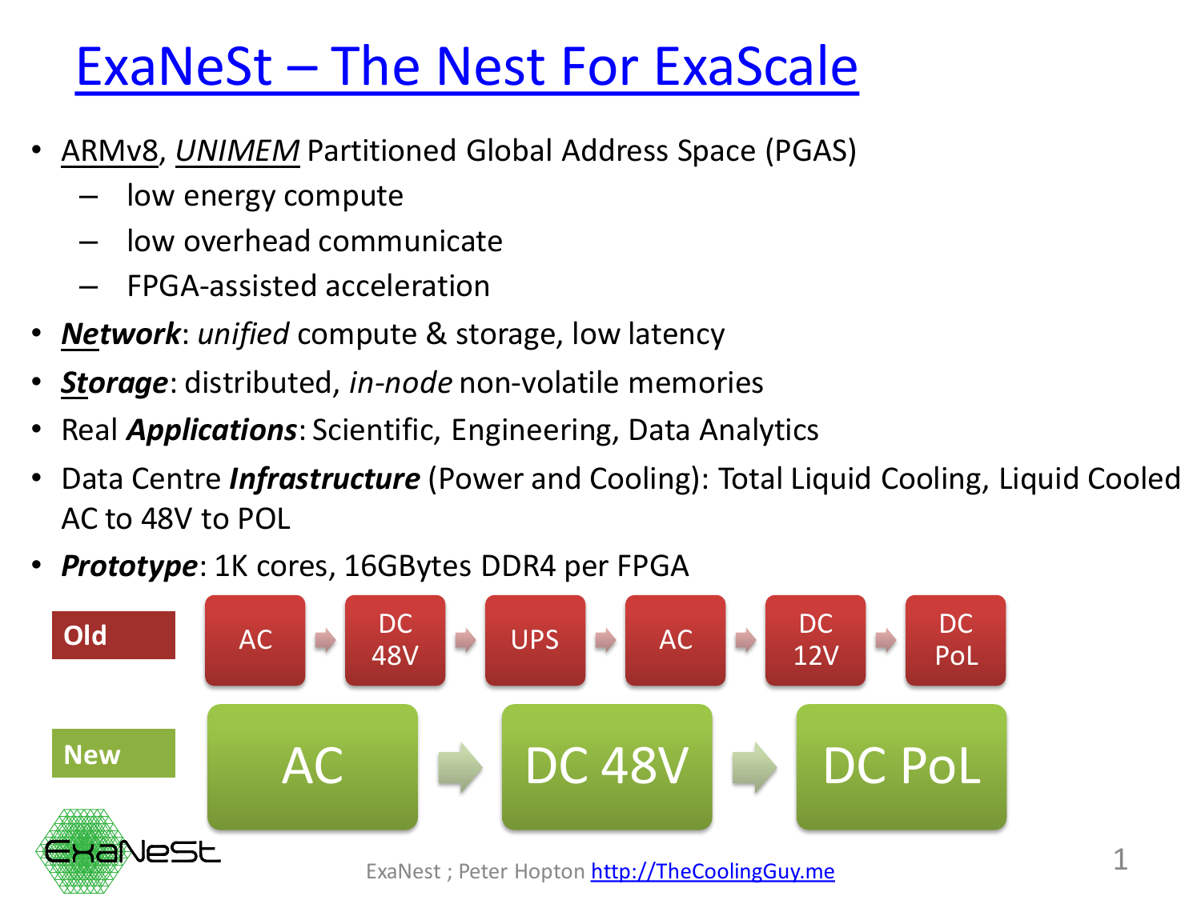# [ExaNeSt – The Nest For ExaScale]

- ARMv8, *UNIMEM* Partitioned Global Address Space (PGAS)
  - low energy compute
  - low overhead communicate
  - FPGA-assisted acceleration
- ***Network***: *unified* compute & storage, low latency
- ***Storage***: distributed, *in-node* non-volatile memories
- Real ***Applications***: Scientific, Engineering, Data Analytics
- Data Centre ***Infrastructure*** (Power and Cooling): Total Liquid Cooling, Liquid Cooled AC to 48V to POL
- ***Prototype***: 1K cores, 16GBytes DDR4 per FPGA

**Old**: AC → DC 48V → UPS → AC → DC 12V → DC PoL

**New**: AC → DC 48V → DC PoL

ExaNeSt

ExaNest ; Peter Hopton http://TheCoolingGuy.me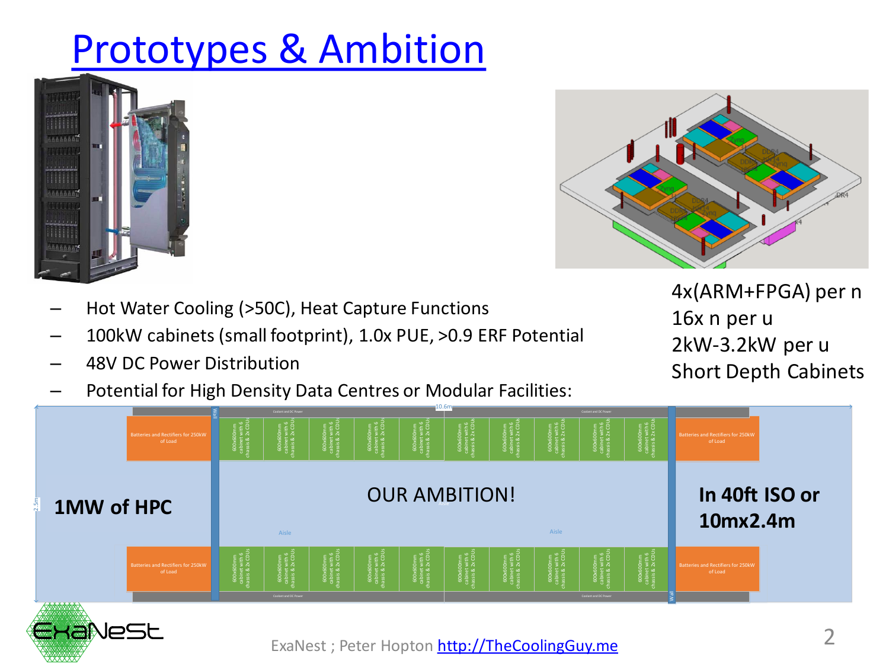# Prototypes & Ambition

- Hot Water Cooling (>50C), Heat Capture Functions
- 100kW cabinets (small footprint), 1.0x PUE, >0.9 ERF Potential
- 48V DC Power Distribution
- Potential for High Density Data Centres or Modular Facilities:

4x(ARM+FPGA) per n
16x n per u
2kW-3.2kW per u
Short Depth Cabinets

10.6m

2.5m

Coolant and DC Power

Wall

Batteries and Rectifiers for 250kW of Load

600x600mm cabinet with 6 chassis & 2x CDUs

Aisle

**1MW of HPC**

OUR AMBITION!

**In 40ft ISO or 10mx2.4m**

ExaNest ; Peter Hopton http://TheCoolingGuy.me